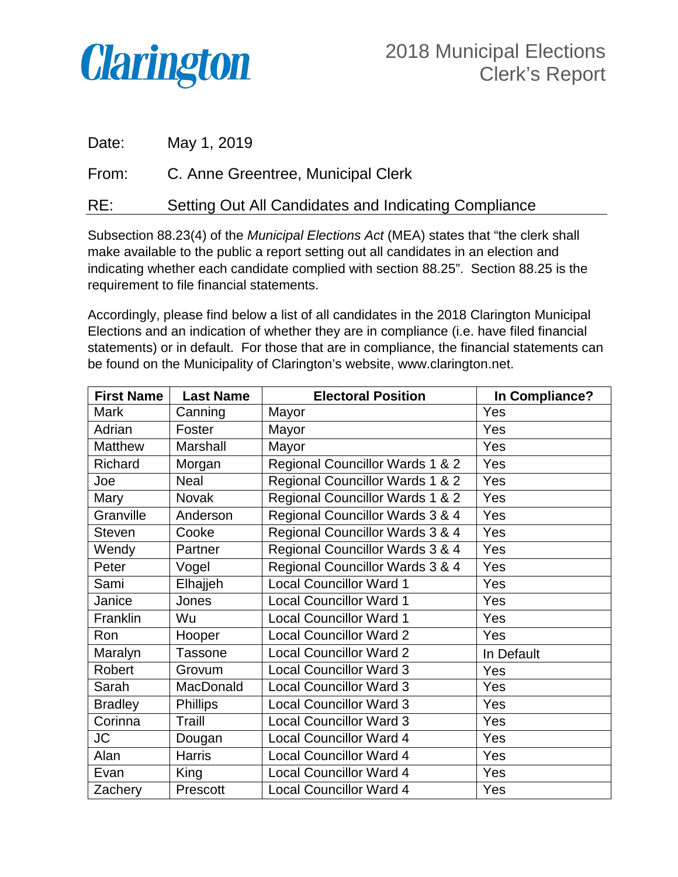Clarington

# 2018 Municipal Elections Clerk's Report

Date: May 1, 2019

From: C. Anne Greentree, Municipal Clerk

RE: Setting Out All Candidates and Indicating Compliance

Subsection 88.23(4) of the *Municipal Elections Act* (MEA) states that "the clerk shall make available to the public a report setting out all candidates in an election and indicating whether each candidate complied with section 88.25". Section 88.25 is the requirement to file financial statements.

Accordingly, please find below a list of all candidates in the 2018 Clarington Municipal Elections and an indication of whether they are in compliance (i.e. have filed financial statements) or in default. For those that are in compliance, the financial statements can be found on the Municipality of Clarington's website, www.clarington.net.

| First Name | Last Name | Electoral Position | In Compliance? |
|---|---|---|---|
| Mark | Canning | Mayor | Yes |
| Adrian | Foster | Mayor | Yes |
| Matthew | Marshall | Mayor | Yes |
| Richard | Morgan | Regional Councillor Wards 1 & 2 | Yes |
| Joe | Neal | Regional Councillor Wards 1 & 2 | Yes |
| Mary | Novak | Regional Councillor Wards 1 & 2 | Yes |
| Granville | Anderson | Regional Councillor Wards 3 & 4 | Yes |
| Steven | Cooke | Regional Councillor Wards 3 & 4 | Yes |
| Wendy | Partner | Regional Councillor Wards 3 & 4 | Yes |
| Peter | Vogel | Regional Councillor Wards 3 & 4 | Yes |
| Sami | Elhajjeh | Local Councillor Ward 1 | Yes |
| Janice | Jones | Local Councillor Ward 1 | Yes |
| Franklin | Wu | Local Councillor Ward 1 | Yes |
| Ron | Hooper | Local Councillor Ward 2 | Yes |
| Maralyn | Tassone | Local Councillor Ward 2 | In Default |
| Robert | Grovum | Local Councillor Ward 3 | Yes |
| Sarah | MacDonald | Local Councillor Ward 3 | Yes |
| Bradley | Phillips | Local Councillor Ward 3 | Yes |
| Corinna | Traill | Local Councillor Ward 3 | Yes |
| JC | Dougan | Local Councillor Ward 4 | Yes |
| Alan | Harris | Local Councillor Ward 4 | Yes |
| Evan | King | Local Councillor Ward 4 | Yes |
| Zachery | Prescott | Local Councillor Ward 4 | Yes |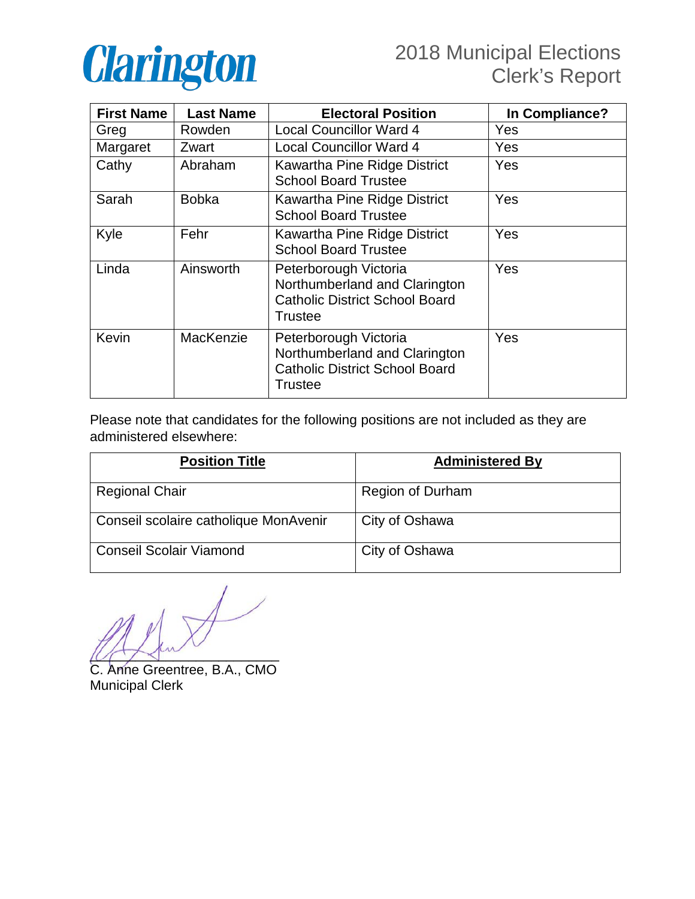# 2018 Municipal Elections Clerk's Report

| First Name | Last Name | Electoral Position | In Compliance? |
|---|---|---|---|
| Greg | Rowden | Local Councillor Ward 4 | Yes |
| Margaret | Zwart | Local Councillor Ward 4 | Yes |
| Cathy | Abraham | Kawartha Pine Ridge District School Board Trustee | Yes |
| Sarah | Bobka | Kawartha Pine Ridge District School Board Trustee | Yes |
| Kyle | Fehr | Kawartha Pine Ridge District School Board Trustee | Yes |
| Linda | Ainsworth | Peterborough Victoria Northumberland and Clarington Catholic District School Board Trustee | Yes |
| Kevin | MacKenzie | Peterborough Victoria Northumberland and Clarington Catholic District School Board Trustee | Yes |

Please note that candidates for the following positions are not included as they are administered elsewhere:

| Position Title | Administered By |
|---|---|
| Regional Chair | Region of Durham |
| Conseil scolaire catholique MonAvenir | City of Oshawa |
| Conseil Scolair Viamond | City of Oshawa |

C. Anne Greentree, B.A., CMO
Municipal Clerk